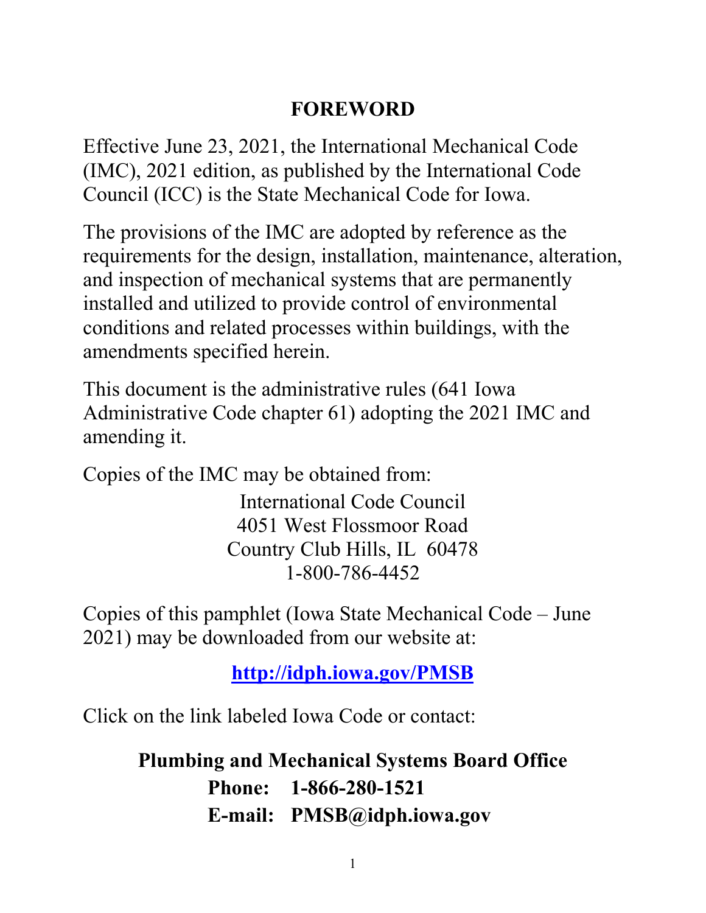# FOREWORD

Effective June 23, 2021, the International Mechanical Code (IMC), 2021 edition, as published by the International Code Council (ICC) is the State Mechanical Code for Iowa.

The provisions of the IMC are adopted by reference as the requirements for the design, installation, maintenance, alteration, and inspection of mechanical systems that are permanently installed and utilized to provide control of environmental conditions and related processes within buildings, with the amendments specified herein.

This document is the administrative rules (641 Iowa Administrative Code chapter 61) adopting the 2021 IMC and amending it.

Copies of the IMC may be obtained from:

International Code Council
4051 West Flossmoor Road
Country Club Hills, IL 60478
1-800-786-4452

Copies of this pamphlet (Iowa State Mechanical Code – June 2021) may be downloaded from our website at:

**http://idph.iowa.gov/PMSB**

Click on the link labeled Iowa Code or contact:

**Plumbing and Mechanical Systems Board Office**
**Phone: 1-866-280-1521**
**E-mail: PMSB@idph.iowa.gov**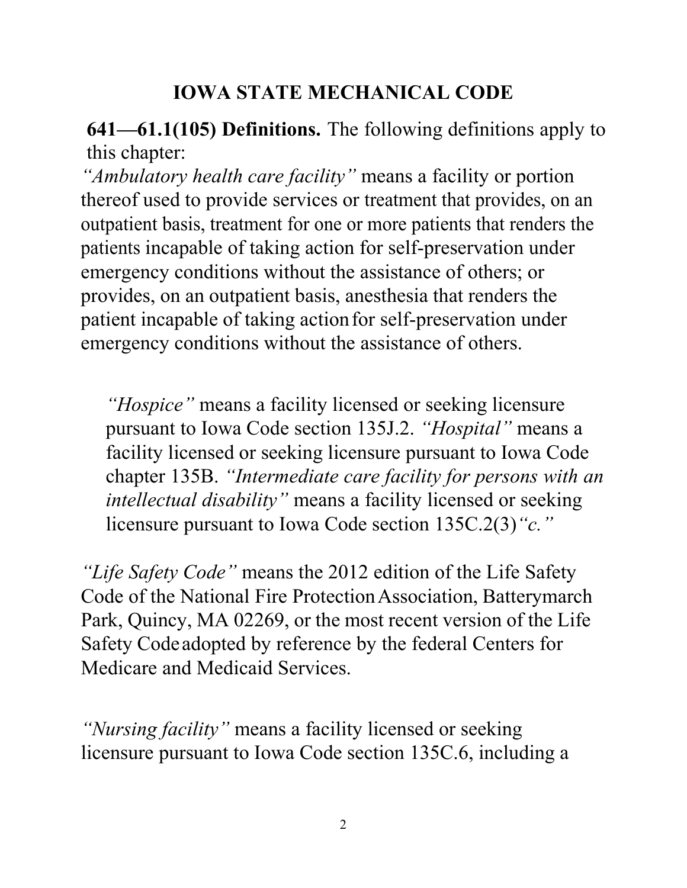# IOWA STATE MECHANICAL CODE

**641—61.1(105) Definitions.** The following definitions apply to this chapter:

*"Ambulatory health care facility"* means a facility or portion thereof used to provide services or treatment that provides, on an outpatient basis, treatment for one or more patients that renders the patients incapable of taking action for self-preservation under emergency conditions without the assistance of others; or provides, on an outpatient basis, anesthesia that renders the patient incapable of taking action for self-preservation under emergency conditions without the assistance of others.

*"Hospice"* means a facility licensed or seeking licensure pursuant to Iowa Code section 135J.2. *"Hospital"* means a facility licensed or seeking licensure pursuant to Iowa Code chapter 135B. *"Intermediate care facility for persons with an intellectual disability"* means a facility licensed or seeking licensure pursuant to Iowa Code section 135C.2(3)*"c."*

*"Life Safety Code"* means the 2012 edition of the Life Safety Code of the National Fire Protection Association, Batterymarch Park, Quincy, MA 02269, or the most recent version of the Life Safety Code adopted by reference by the federal Centers for Medicare and Medicaid Services.

*"Nursing facility"* means a facility licensed or seeking licensure pursuant to Iowa Code section 135C.6, including a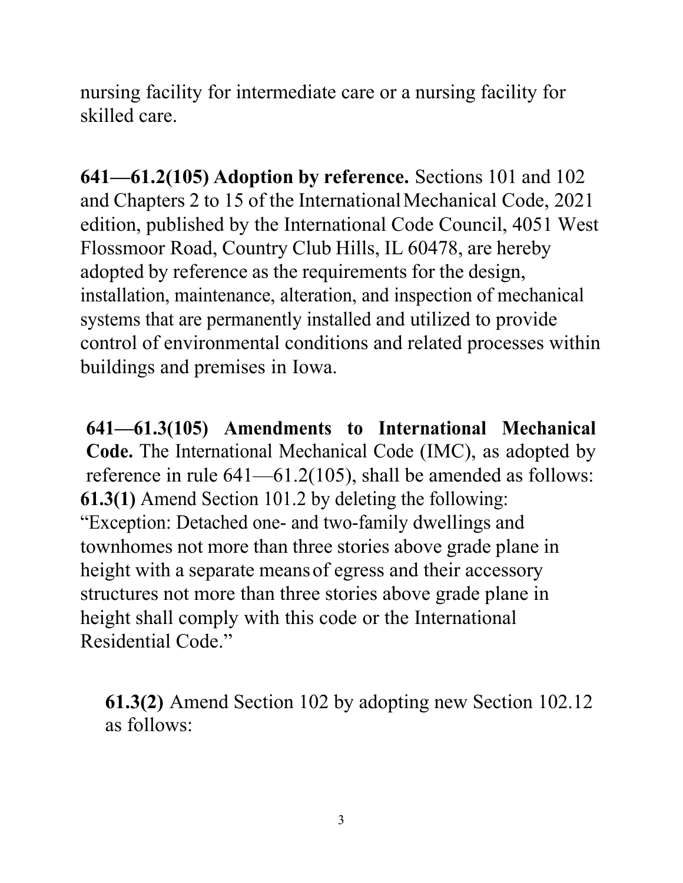nursing facility for intermediate care or a nursing facility for skilled care.

**641—61.2(105) Adoption by reference.** Sections 101 and 102 and Chapters 2 to 15 of the International Mechanical Code, 2021 edition, published by the International Code Council, 4051 West Flossmoor Road, Country Club Hills, IL 60478, are hereby adopted by reference as the requirements for the design, installation, maintenance, alteration, and inspection of mechanical systems that are permanently installed and utilized to provide control of environmental conditions and related processes within buildings and premises in Iowa.

**641—61.3(105) Amendments to International Mechanical Code.** The International Mechanical Code (IMC), as adopted by reference in rule 641—61.2(105), shall be amended as follows:

**61.3(1)** Amend Section 101.2 by deleting the following: "Exception: Detached one- and two-family dwellings and townhomes not more than three stories above grade plane in height with a separate means of egress and their accessory structures not more than three stories above grade plane in height shall comply with this code or the International Residential Code."

**61.3(2)** Amend Section 102 by adopting new Section 102.12 as follows: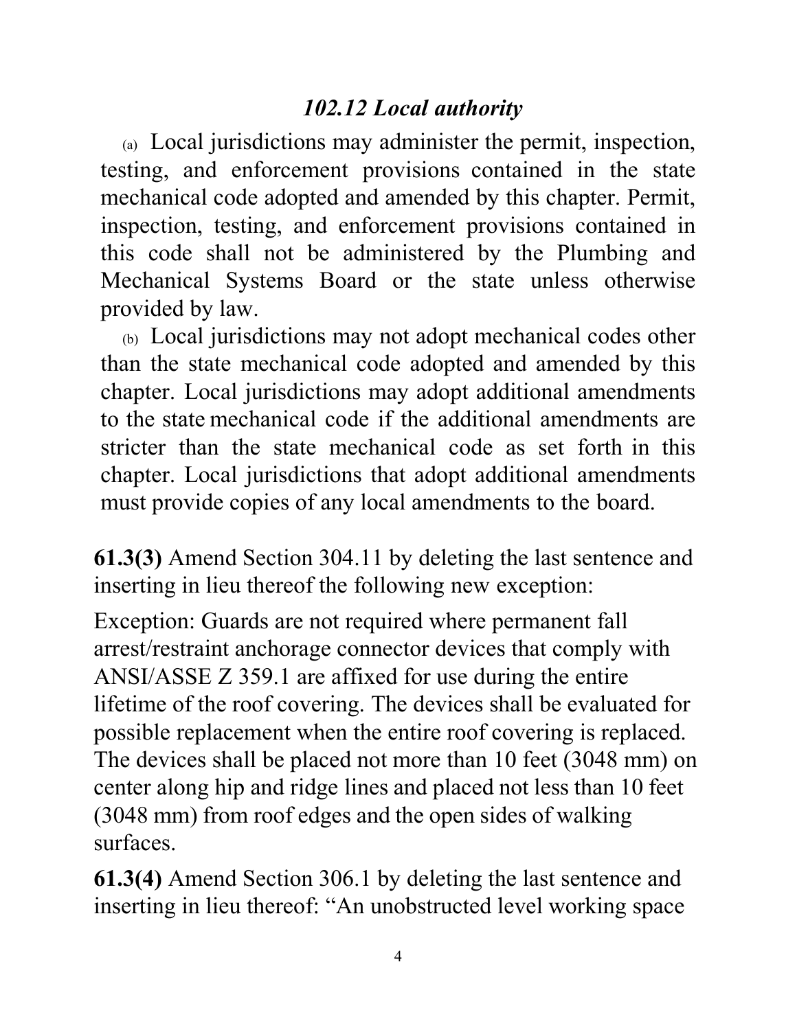### *102.12 Local authority*

(a) Local jurisdictions may administer the permit, inspection, testing, and enforcement provisions contained in the state mechanical code adopted and amended by this chapter. Permit, inspection, testing, and enforcement provisions contained in this code shall not be administered by the Plumbing and Mechanical Systems Board or the state unless otherwise provided by law.

(b) Local jurisdictions may not adopt mechanical codes other than the state mechanical code adopted and amended by this chapter. Local jurisdictions may adopt additional amendments to the state mechanical code if the additional amendments are stricter than the state mechanical code as set forth in this chapter. Local jurisdictions that adopt additional amendments must provide copies of any local amendments to the board.

**61.3(3)** Amend Section 304.11 by deleting the last sentence and inserting in lieu thereof the following new exception:

Exception: Guards are not required where permanent fall arrest/restraint anchorage connector devices that comply with ANSI/ASSE Z 359.1 are affixed for use during the entire lifetime of the roof covering. The devices shall be evaluated for possible replacement when the entire roof covering is replaced. The devices shall be placed not more than 10 feet (3048 mm) on center along hip and ridge lines and placed not less than 10 feet (3048 mm) from roof edges and the open sides of walking surfaces.

**61.3(4)** Amend Section 306.1 by deleting the last sentence and inserting in lieu thereof: "An unobstructed level working space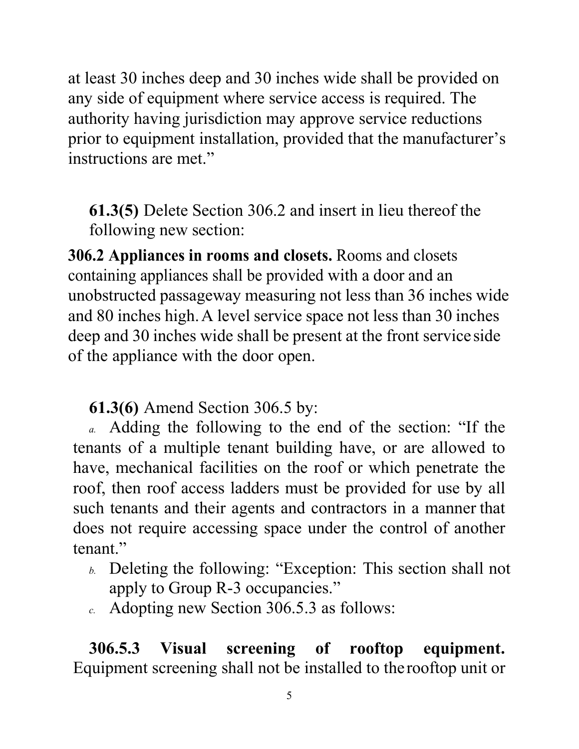at least 30 inches deep and 30 inches wide shall be provided on any side of equipment where service access is required. The authority having jurisdiction may approve service reductions prior to equipment installation, provided that the manufacturer's instructions are met."

**61.3(5)** Delete Section 306.2 and insert in lieu thereof the following new section:

**306.2 Appliances in rooms and closets.** Rooms and closets containing appliances shall be provided with a door and an unobstructed passageway measuring not less than 36 inches wide and 80 inches high. A level service space not less than 30 inches deep and 30 inches wide shall be present at the front service side of the appliance with the door open.

**61.3(6)** Amend Section 306.5 by:

*a.* Adding the following to the end of the section: "If the tenants of a multiple tenant building have, or are allowed to have, mechanical facilities on the roof or which penetrate the roof, then roof access ladders must be provided for use by all such tenants and their agents and contractors in a manner that does not require accessing space under the control of another tenant."

*b.* Deleting the following: "Exception: This section shall not apply to Group R-3 occupancies."

*c.* Adopting new Section 306.5.3 as follows:

**306.5.3 Visual screening of rooftop equipment.** Equipment screening shall not be installed to the rooftop unit or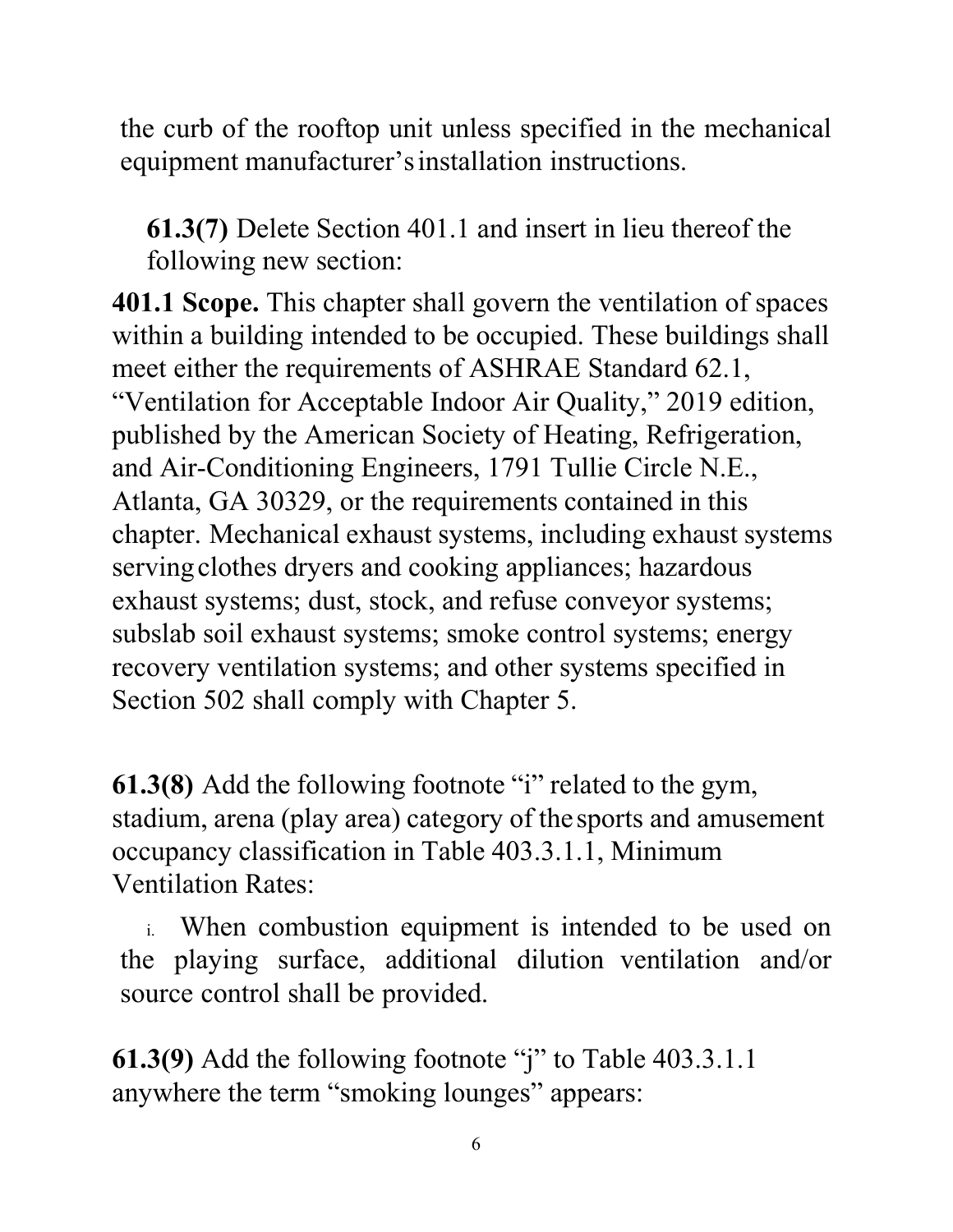the curb of the rooftop unit unless specified in the mechanical equipment manufacturer's installation instructions.

**61.3(7)** Delete Section 401.1 and insert in lieu thereof the following new section:

**401.1 Scope.** This chapter shall govern the ventilation of spaces within a building intended to be occupied. These buildings shall meet either the requirements of ASHRAE Standard 62.1, "Ventilation for Acceptable Indoor Air Quality," 2019 edition, published by the American Society of Heating, Refrigeration, and Air-Conditioning Engineers, 1791 Tullie Circle N.E., Atlanta, GA 30329, or the requirements contained in this chapter. Mechanical exhaust systems, including exhaust systems serving clothes dryers and cooking appliances; hazardous exhaust systems; dust, stock, and refuse conveyor systems; subslab soil exhaust systems; smoke control systems; energy recovery ventilation systems; and other systems specified in Section 502 shall comply with Chapter 5.

**61.3(8)** Add the following footnote "i" related to the gym, stadium, arena (play area) category of the sports and amusement occupancy classification in Table 403.3.1.1, Minimum Ventilation Rates:

i. When combustion equipment is intended to be used on the playing surface, additional dilution ventilation and/or source control shall be provided.

**61.3(9)** Add the following footnote "j" to Table 403.3.1.1 anywhere the term "smoking lounges" appears: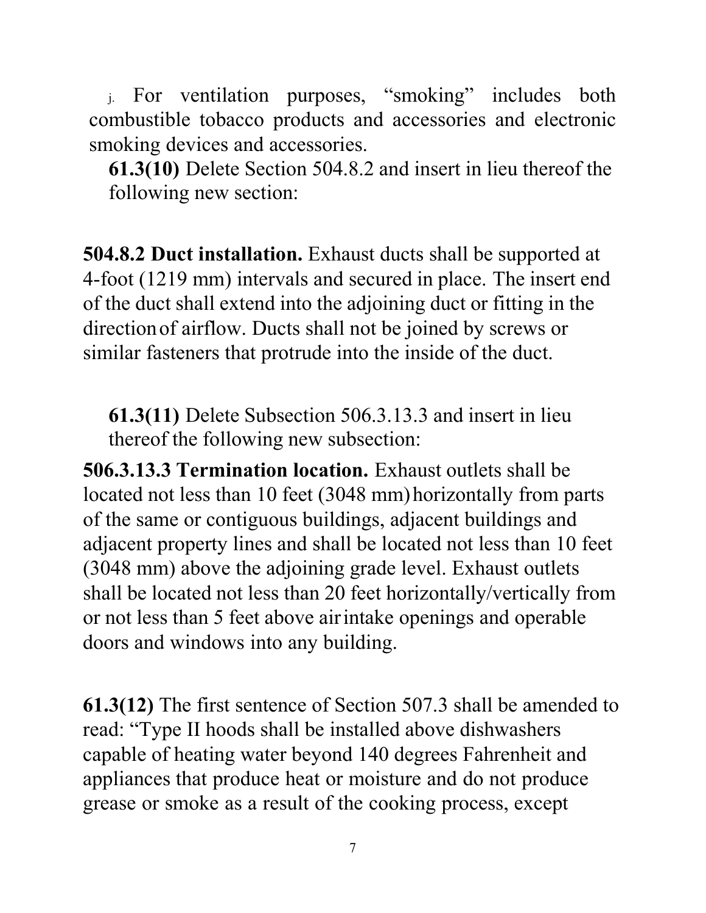j. For ventilation purposes, "smoking" includes both combustible tobacco products and accessories and electronic smoking devices and accessories.

**61.3(10)** Delete Section 504.8.2 and insert in lieu thereof the following new section:

**504.8.2 Duct installation.** Exhaust ducts shall be supported at 4-foot (1219 mm) intervals and secured in place. The insert end of the duct shall extend into the adjoining duct or fitting in the direction of airflow. Ducts shall not be joined by screws or similar fasteners that protrude into the inside of the duct.

**61.3(11)** Delete Subsection 506.3.13.3 and insert in lieu thereof the following new subsection:

**506.3.13.3 Termination location.** Exhaust outlets shall be located not less than 10 feet (3048 mm) horizontally from parts of the same or contiguous buildings, adjacent buildings and adjacent property lines and shall be located not less than 10 feet (3048 mm) above the adjoining grade level. Exhaust outlets shall be located not less than 20 feet horizontally/vertically from or not less than 5 feet above air intake openings and operable doors and windows into any building.

**61.3(12)** The first sentence of Section 507.3 shall be amended to read: "Type II hoods shall be installed above dishwashers capable of heating water beyond 140 degrees Fahrenheit and appliances that produce heat or moisture and do not produce grease or smoke as a result of the cooking process, except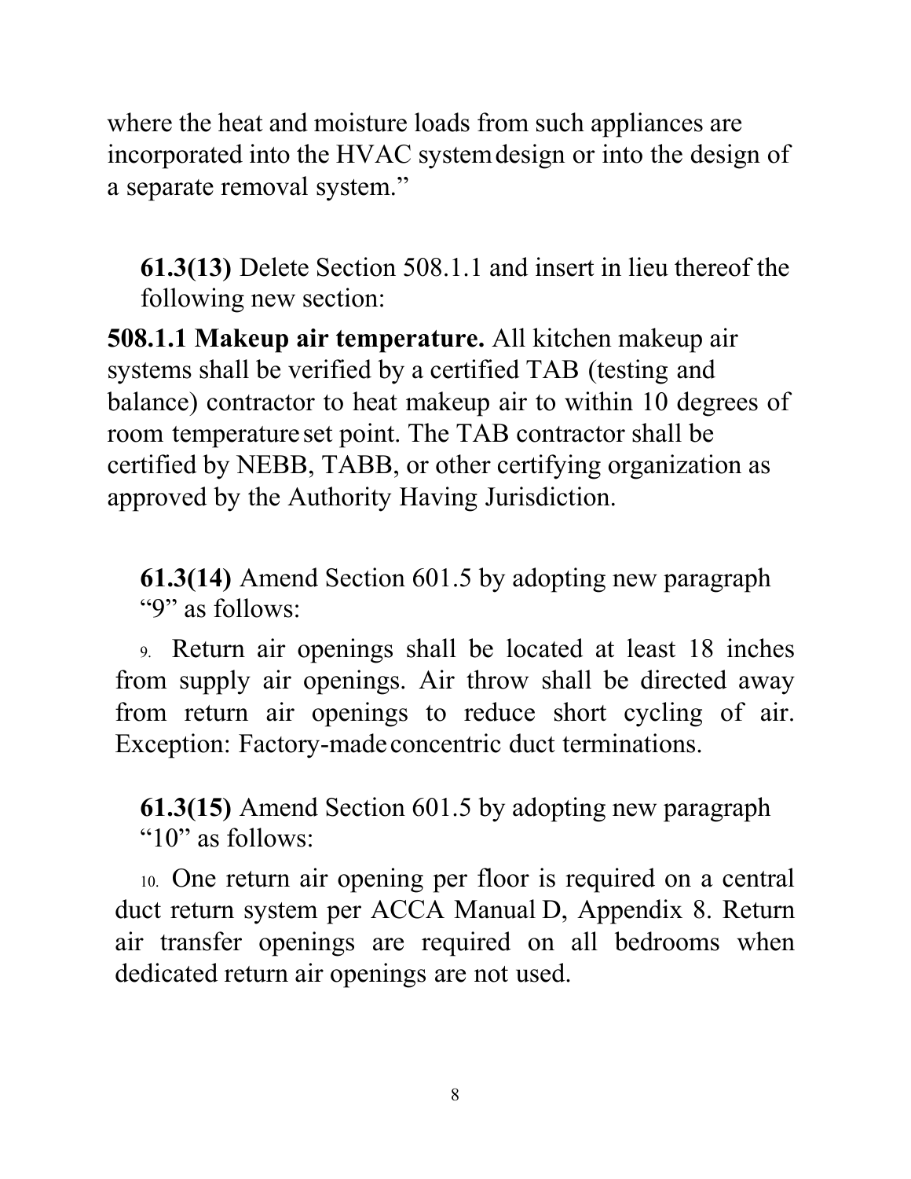where the heat and moisture loads from such appliances are incorporated into the HVAC system design or into the design of a separate removal system."

**61.3(13)** Delete Section 508.1.1 and insert in lieu thereof the following new section:

**508.1.1 Makeup air temperature.** All kitchen makeup air systems shall be verified by a certified TAB (testing and balance) contractor to heat makeup air to within 10 degrees of room temperature set point. The TAB contractor shall be certified by NEBB, TABB, or other certifying organization as approved by the Authority Having Jurisdiction.

**61.3(14)** Amend Section 601.5 by adopting new paragraph "9" as follows:

9. Return air openings shall be located at least 18 inches from supply air openings. Air throw shall be directed away from return air openings to reduce short cycling of air. Exception: Factory-made concentric duct terminations.

**61.3(15)** Amend Section 601.5 by adopting new paragraph "10" as follows:

10. One return air opening per floor is required on a central duct return system per ACCA Manual D, Appendix 8. Return air transfer openings are required on all bedrooms when dedicated return air openings are not used.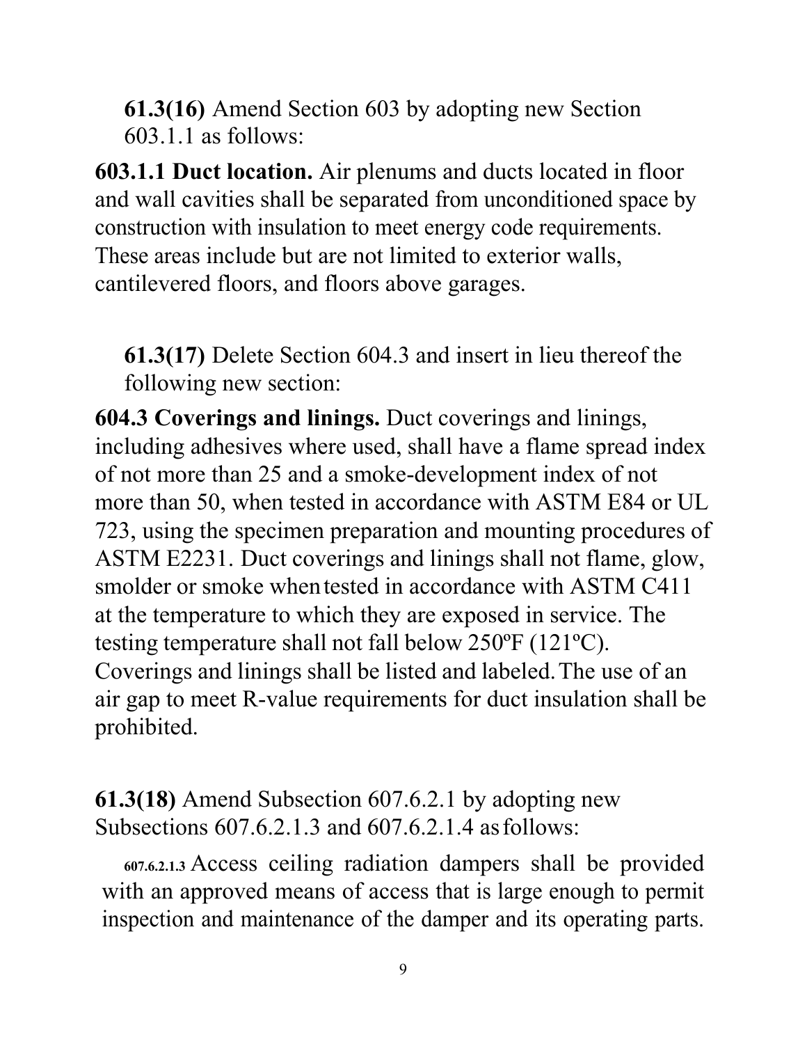**61.3(16)** Amend Section 603 by adopting new Section 603.1.1 as follows:

**603.1.1 Duct location.** Air plenums and ducts located in floor and wall cavities shall be separated from unconditioned space by construction with insulation to meet energy code requirements. These areas include but are not limited to exterior walls, cantilevered floors, and floors above garages.

**61.3(17)** Delete Section 604.3 and insert in lieu thereof the following new section:

**604.3 Coverings and linings.** Duct coverings and linings, including adhesives where used, shall have a flame spread index of not more than 25 and a smoke-development index of not more than 50, when tested in accordance with ASTM E84 or UL 723, using the specimen preparation and mounting procedures of ASTM E2231. Duct coverings and linings shall not flame, glow, smolder or smoke when tested in accordance with ASTM C411 at the temperature to which they are exposed in service. The testing temperature shall not fall below 250ºF (121ºC). Coverings and linings shall be listed and labeled. The use of an air gap to meet R-value requirements for duct insulation shall be prohibited.

**61.3(18)** Amend Subsection 607.6.2.1 by adopting new Subsections 607.6.2.1.3 and 607.6.2.1.4 as follows:

**607.6.2.1.3** Access ceiling radiation dampers shall be provided with an approved means of access that is large enough to permit inspection and maintenance of the damper and its operating parts.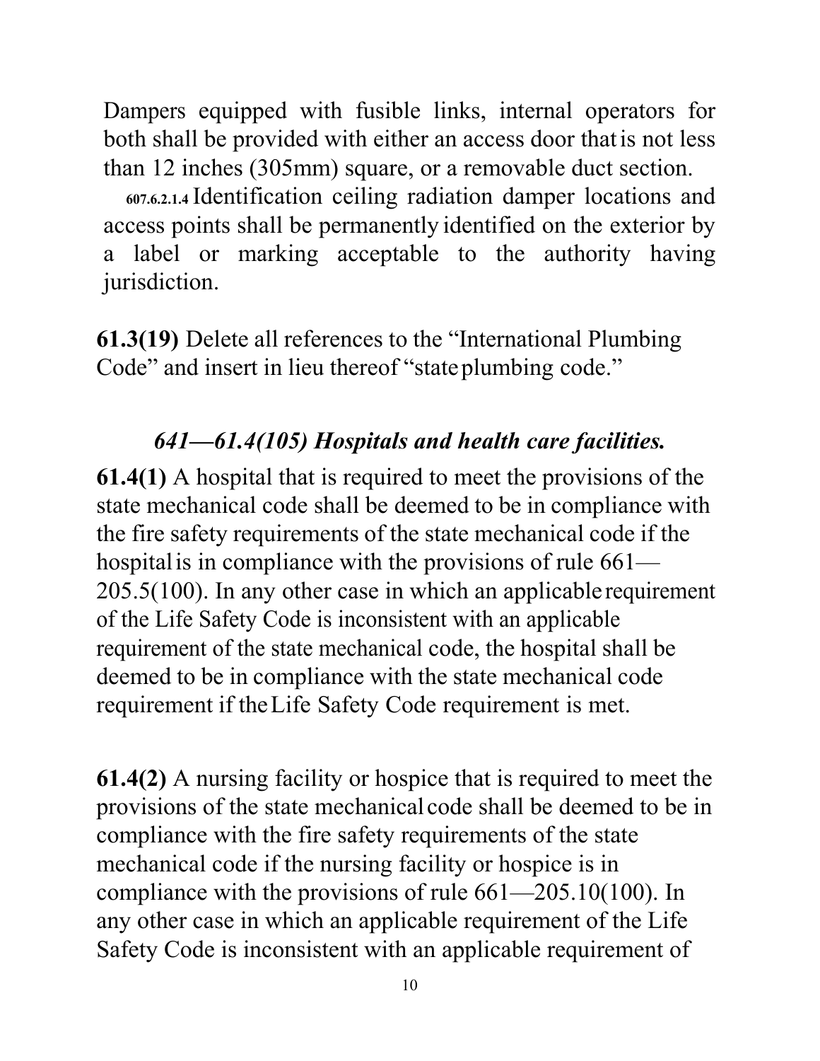Dampers equipped with fusible links, internal operators for both shall be provided with either an access door that is not less than 12 inches (305mm) square, or a removable duct section.

**607.6.2.1.4** Identification ceiling radiation damper locations and access points shall be permanently identified on the exterior by a label or marking acceptable to the authority having jurisdiction.

**61.3(19)** Delete all references to the "International Plumbing Code" and insert in lieu thereof "state plumbing code."

### *641—61.4(105) Hospitals and health care facilities.*

**61.4(1)** A hospital that is required to meet the provisions of the state mechanical code shall be deemed to be in compliance with the fire safety requirements of the state mechanical code if the hospital is in compliance with the provisions of rule 661—205.5(100). In any other case in which an applicable requirement of the Life Safety Code is inconsistent with an applicable requirement of the state mechanical code, the hospital shall be deemed to be in compliance with the state mechanical code requirement if the Life Safety Code requirement is met.

**61.4(2)** A nursing facility or hospice that is required to meet the provisions of the state mechanical code shall be deemed to be in compliance with the fire safety requirements of the state mechanical code if the nursing facility or hospice is in compliance with the provisions of rule 661—205.10(100). In any other case in which an applicable requirement of the Life Safety Code is inconsistent with an applicable requirement of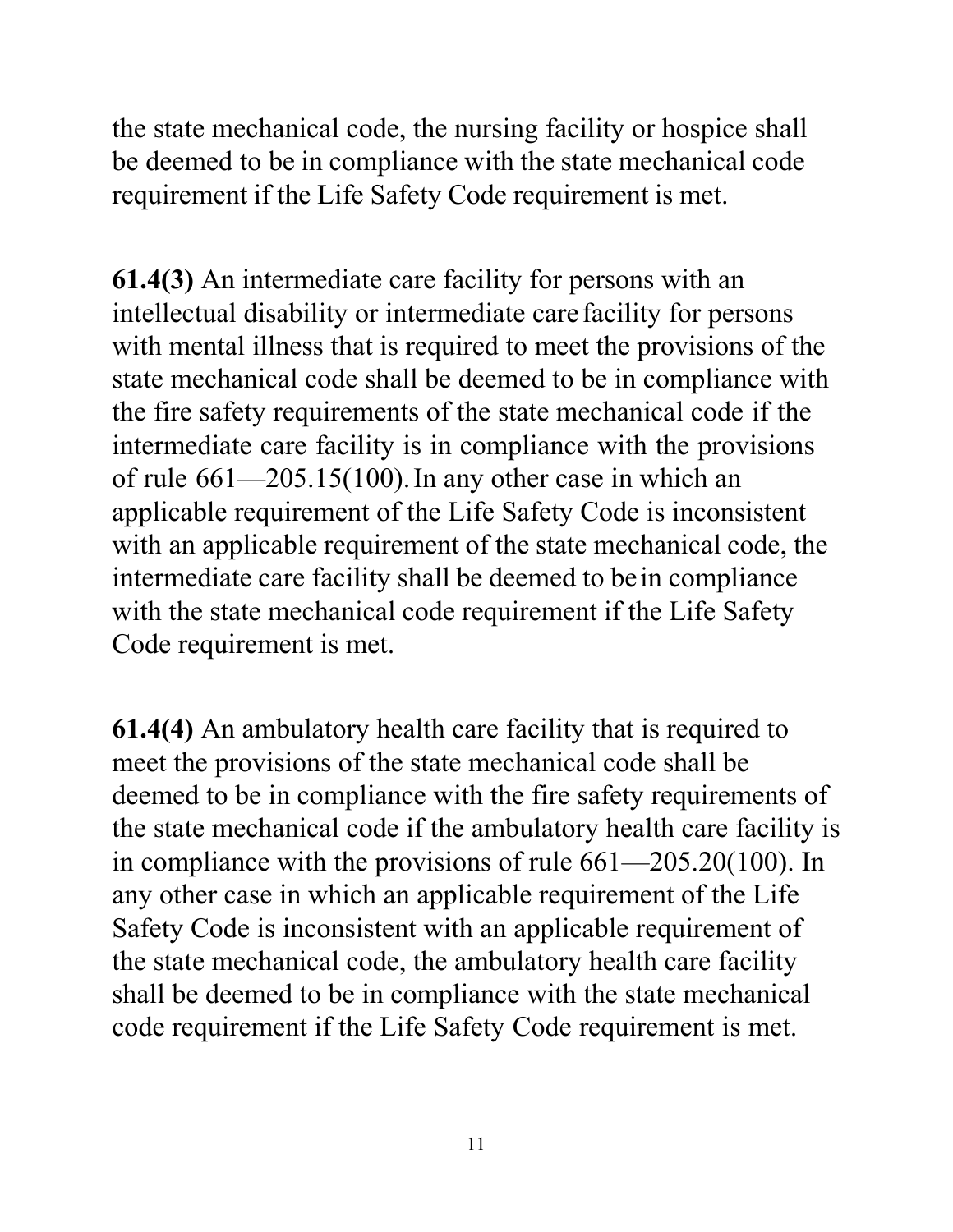the state mechanical code, the nursing facility or hospice shall be deemed to be in compliance with the state mechanical code requirement if the Life Safety Code requirement is met.

**61.4(3)** An intermediate care facility for persons with an intellectual disability or intermediate care facility for persons with mental illness that is required to meet the provisions of the state mechanical code shall be deemed to be in compliance with the fire safety requirements of the state mechanical code if the intermediate care facility is in compliance with the provisions of rule 661—205.15(100). In any other case in which an applicable requirement of the Life Safety Code is inconsistent with an applicable requirement of the state mechanical code, the intermediate care facility shall be deemed to be in compliance with the state mechanical code requirement if the Life Safety Code requirement is met.

**61.4(4)** An ambulatory health care facility that is required to meet the provisions of the state mechanical code shall be deemed to be in compliance with the fire safety requirements of the state mechanical code if the ambulatory health care facility is in compliance with the provisions of rule 661—205.20(100). In any other case in which an applicable requirement of the Life Safety Code is inconsistent with an applicable requirement of the state mechanical code, the ambulatory health care facility shall be deemed to be in compliance with the state mechanical code requirement if the Life Safety Code requirement is met.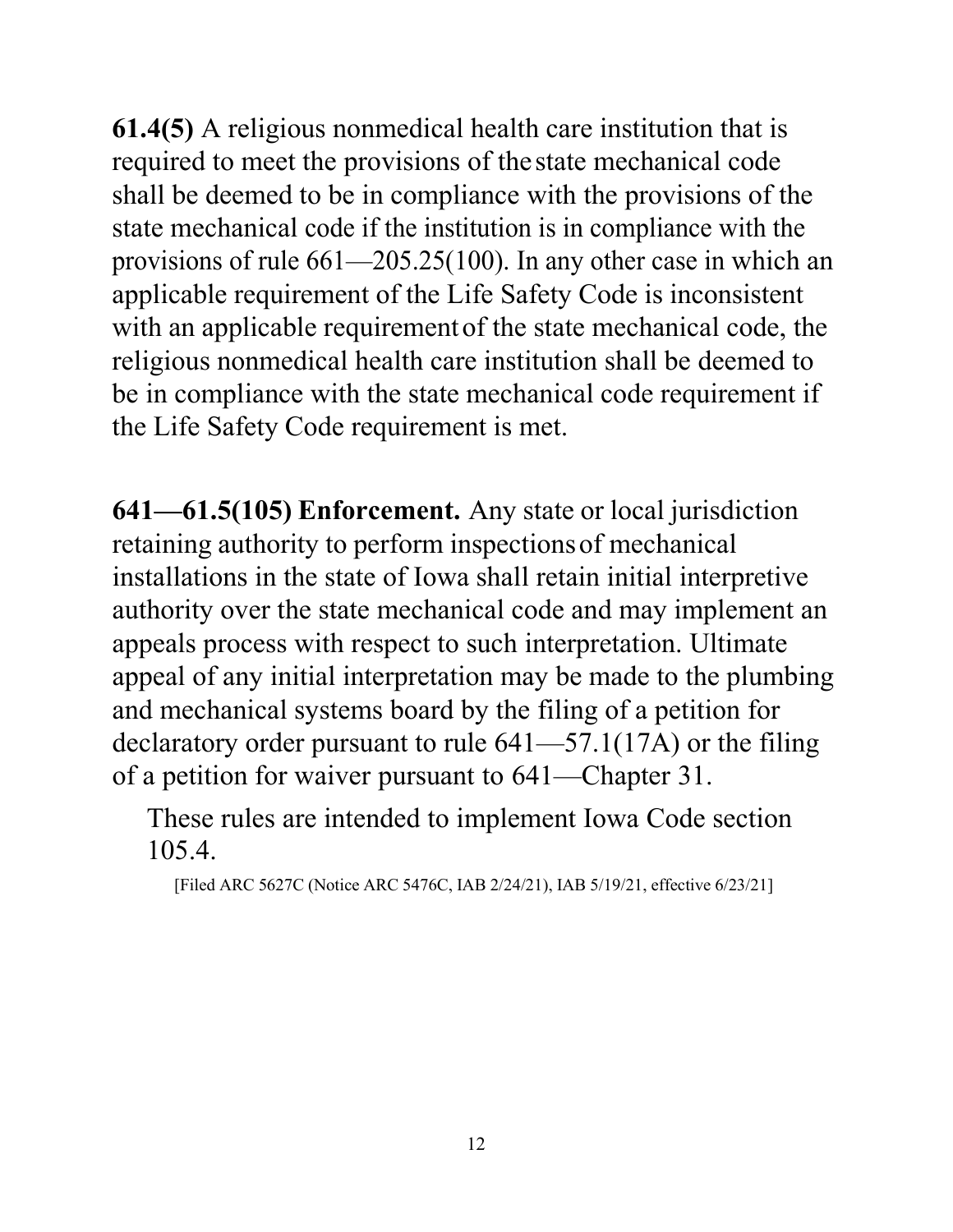**61.4(5)** A religious nonmedical health care institution that is required to meet the provisions of the state mechanical code shall be deemed to be in compliance with the provisions of the state mechanical code if the institution is in compliance with the provisions of rule 661—205.25(100). In any other case in which an applicable requirement of the Life Safety Code is inconsistent with an applicable requirement of the state mechanical code, the religious nonmedical health care institution shall be deemed to be in compliance with the state mechanical code requirement if the Life Safety Code requirement is met.

**641—61.5(105) Enforcement.** Any state or local jurisdiction retaining authority to perform inspections of mechanical installations in the state of Iowa shall retain initial interpretive authority over the state mechanical code and may implement an appeals process with respect to such interpretation. Ultimate appeal of any initial interpretation may be made to the plumbing and mechanical systems board by the filing of a petition for declaratory order pursuant to rule 641—57.1(17A) or the filing of a petition for waiver pursuant to 641—Chapter 31.

These rules are intended to implement Iowa Code section 105.4.

[Filed ARC 5627C (Notice ARC 5476C, IAB 2/24/21), IAB 5/19/21, effective 6/23/21]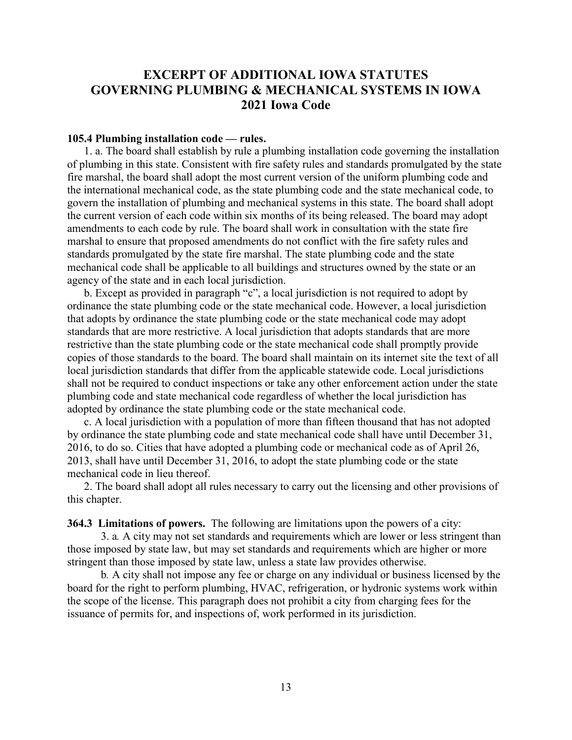# EXCERPT OF ADDITIONAL IOWA STATUTES GOVERNING PLUMBING & MECHANICAL SYSTEMS IN IOWA 2021 Iowa Code

**105.4 Plumbing installation code — rules.**

1. a. The board shall establish by rule a plumbing installation code governing the installation of plumbing in this state. Consistent with fire safety rules and standards promulgated by the state fire marshal, the board shall adopt the most current version of the uniform plumbing code and the international mechanical code, as the state plumbing code and the state mechanical code, to govern the installation of plumbing and mechanical systems in this state. The board shall adopt the current version of each code within six months of its being released. The board may adopt amendments to each code by rule. The board shall work in consultation with the state fire marshal to ensure that proposed amendments do not conflict with the fire safety rules and standards promulgated by the state fire marshal. The state plumbing code and the state mechanical code shall be applicable to all buildings and structures owned by the state or an agency of the state and in each local jurisdiction.

b. Except as provided in paragraph "c", a local jurisdiction is not required to adopt by ordinance the state plumbing code or the state mechanical code. However, a local jurisdiction that adopts by ordinance the state plumbing code or the state mechanical code may adopt standards that are more restrictive. A local jurisdiction that adopts standards that are more restrictive than the state plumbing code or the state mechanical code shall promptly provide copies of those standards to the board. The board shall maintain on its internet site the text of all local jurisdiction standards that differ from the applicable statewide code. Local jurisdictions shall not be required to conduct inspections or take any other enforcement action under the state plumbing code and state mechanical code regardless of whether the local jurisdiction has adopted by ordinance the state plumbing code or the state mechanical code.

c. A local jurisdiction with a population of more than fifteen thousand that has not adopted by ordinance the state plumbing code and state mechanical code shall have until December 31, 2016, to do so. Cities that have adopted a plumbing code or mechanical code as of April 26, 2013, shall have until December 31, 2016, to adopt the state plumbing code or the state mechanical code in lieu thereof.

2. The board shall adopt all rules necessary to carry out the licensing and other provisions of this chapter.

**364.3 Limitations of powers.** The following are limitations upon the powers of a city:

3. *a.* A city may not set standards and requirements which are lower or less stringent than those imposed by state law, but may set standards and requirements which are higher or more stringent than those imposed by state law, unless a state law provides otherwise.

*b.* A city shall not impose any fee or charge on any individual or business licensed by the board for the right to perform plumbing, HVAC, refrigeration, or hydronic systems work within the scope of the license. This paragraph does not prohibit a city from charging fees for the issuance of permits for, and inspections of, work performed in its jurisdiction.